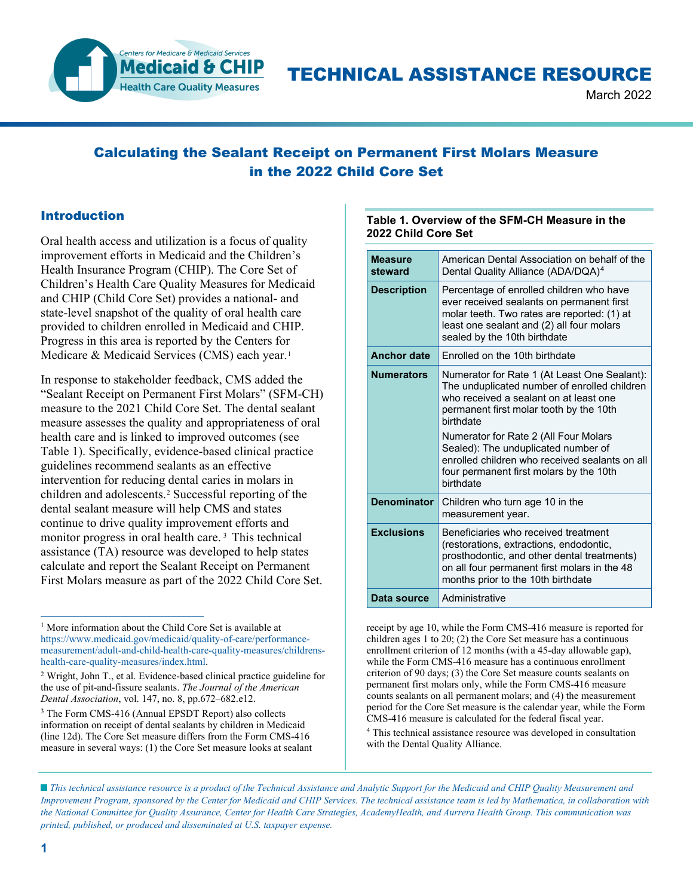# TECHNICAL ASSISTANCE RESOURCE

March 2022

## Calculating the Sealant Receipt on Permanent First Molars Measure in the 2022 Child Core Set

### Introduction

Oral health access and utilization is a focus of quality improvement efforts in Medicaid and the Children's Health Insurance Program (CHIP). The Core Set of Children's Health Care Quality Measures for Medicaid and CHIP (Child Core Set) provides a national- and state-level snapshot of the quality of oral health care provided to children enrolled in Medicaid and CHIP. Progress in this area is reported by the Centers for Medicare & Medicaid Services (CMS) each year.[1]

In response to stakeholder feedback, CMS added the "Sealant Receipt on Permanent First Molars" (SFM-CH) measure to the 2021 Child Core Set. The dental sealant measure assesses the quality and appropriateness of oral health care and is linked to improved outcomes (see Table 1). Specifically, evidence-based clinical practice guidelines recommend sealants as an effective intervention for reducing dental caries in molars in children and adolescents.[2] Successful reporting of the dental sealant measure will help CMS and states continue to drive quality improvement efforts and monitor progress in oral health care.[3] This technical assistance (TA) resource was developed to help states calculate and report the Sealant Receipt on Permanent First Molars measure as part of the 2022 Child Core Set.

**Table 1. Overview of the SFM-CH Measure in the 2022 Child Core Set**

| | |
|---|---|
| **Measure steward** | American Dental Association on behalf of the Dental Quality Alliance (ADA/DQA)[4] |
| **Description** | Percentage of enrolled children who have ever received sealants on permanent first molar teeth. Two rates are reported: (1) at least one sealant and (2) all four molars sealed by the 10th birthdate |
| **Anchor date** | Enrolled on the 10th birthdate |
| **Numerators** | Numerator for Rate 1 (At Least One Sealant): The unduplicated number of enrolled children who received a sealant on at least one permanent first molar tooth by the 10th birthdate<br><br>Numerator for Rate 2 (All Four Molars Sealed): The unduplicated number of enrolled children who received sealants on all four permanent first molars by the 10th birthdate |
| **Denominator** | Children who turn age 10 in the measurement year. |
| **Exclusions** | Beneficiaries who received treatment (restorations, extractions, endodontic, prosthodontic, and other dental treatments) on all four permanent first molars in the 48 months prior to the 10th birthdate |
| **Data source** | Administrative |

---

[1] More information about the Child Core Set is available at https://www.medicaid.gov/medicaid/quality-of-care/performance-measurement/adult-and-child-health-care-quality-measures/childrens-health-care-quality-measures/index.html.

[2] Wright, John T., et al. Evidence-based clinical practice guideline for the use of pit-and-fissure sealants. *The Journal of the American Dental Association*, vol. 147, no. 8, pp.672–682.e12.

[3] The Form CMS-416 (Annual EPSDT Report) also collects information on receipt of dental sealants by children in Medicaid (line 12d). The Core Set measure differs from the Form CMS-416 measure in several ways: (1) the Core Set measure looks at sealant receipt by age 10, while the Form CMS-416 measure is reported for children ages 1 to 20; (2) the Core Set measure has a continuous enrollment criterion of 12 months (with a 45-day allowable gap), while the Form CMS-416 measure has a continuous enrollment criterion of 90 days; (3) the Core Set measure counts sealants on permanent first molars only, while the Form CMS-416 measure counts sealants on all permanent molars; and (4) the measurement period for the Core Set measure is the calendar year, while the Form CMS-416 measure is calculated for the federal fiscal year.

[4] This technical assistance resource was developed in consultation with the Dental Quality Alliance.

*This technical assistance resource is a product of the Technical Assistance and Analytic Support for the Medicaid and CHIP Quality Measurement and Improvement Program, sponsored by the Center for Medicaid and CHIP Services. The technical assistance team is led by Mathematica, in collaboration with the National Committee for Quality Assurance, Center for Health Care Strategies, AcademyHealth, and Aurrera Health Group. This communication was printed, published, or produced and disseminated at U.S. taxpayer expense.*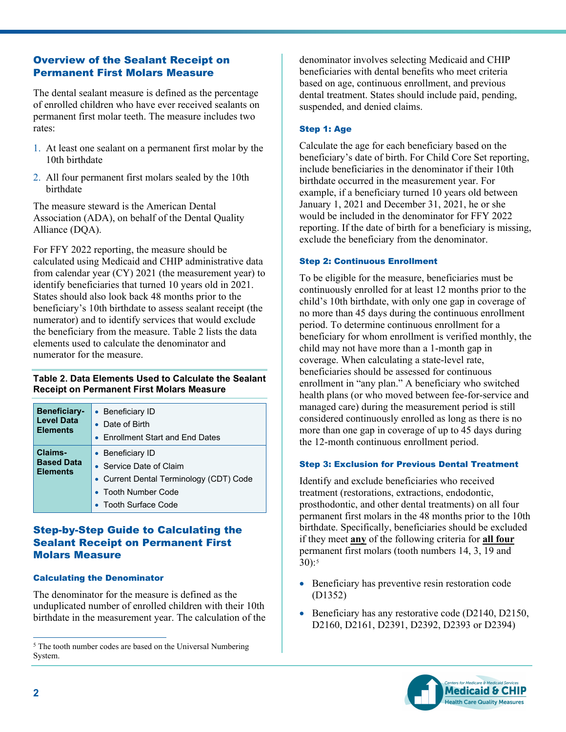## Overview of the Sealant Receipt on Permanent First Molars Measure

The dental sealant measure is defined as the percentage of enrolled children who have ever received sealants on permanent first molar teeth. The measure includes two rates:

1. At least one sealant on a permanent first molar by the 10th birthdate
2. All four permanent first molars sealed by the 10th birthdate

The measure steward is the American Dental Association (ADA), on behalf of the Dental Quality Alliance (DQA).

For FFY 2022 reporting, the measure should be calculated using Medicaid and CHIP administrative data from calendar year (CY) 2021 (the measurement year) to identify beneficiaries that turned 10 years old in 2021. States should also look back 48 months prior to the beneficiary's 10th birthdate to assess sealant receipt (the numerator) and to identify services that would exclude the beneficiary from the measure. Table 2 lists the data elements used to calculate the denominator and numerator for the measure.

**Table 2. Data Elements Used to Calculate the Sealant Receipt on Permanent First Molars Measure**

| | |
|---|---|
| **Beneficiary-Level Data Elements** | • Beneficiary ID<br>• Date of Birth<br>• Enrollment Start and End Dates |
| **Claims-Based Data Elements** | • Beneficiary ID<br>• Service Date of Claim<br>• Current Dental Terminology (CDT) Code<br>• Tooth Number Code<br>• Tooth Surface Code |

## Step-by-Step Guide to Calculating the Sealant Receipt on Permanent First Molars Measure

### Calculating the Denominator

The denominator for the measure is defined as the unduplicated number of enrolled children with their 10th birthdate in the measurement year. The calculation of the denominator involves selecting Medicaid and CHIP beneficiaries with dental benefits who meet criteria based on age, continuous enrollment, and previous dental treatment. States should include paid, pending, suspended, and denied claims.

#### Step 1: Age

Calculate the age for each beneficiary based on the beneficiary's date of birth. For Child Core Set reporting, include beneficiaries in the denominator if their 10th birthdate occurred in the measurement year. For example, if a beneficiary turned 10 years old between January 1, 2021 and December 31, 2021, he or she would be included in the denominator for FFY 2022 reporting. If the date of birth for a beneficiary is missing, exclude the beneficiary from the denominator.

#### Step 2: Continuous Enrollment

To be eligible for the measure, beneficiaries must be continuously enrolled for at least 12 months prior to the child's 10th birthdate, with only one gap in coverage of no more than 45 days during the continuous enrollment period. To determine continuous enrollment for a beneficiary for whom enrollment is verified monthly, the child may not have more than a 1-month gap in coverage. When calculating a state-level rate, beneficiaries should be assessed for continuous enrollment in "any plan." A beneficiary who switched health plans (or who moved between fee-for-service and managed care) during the measurement period is still considered continuously enrolled as long as there is no more than one gap in coverage of up to 45 days during the 12-month continuous enrollment period.

#### Step 3: Exclusion for Previous Dental Treatment

Identify and exclude beneficiaries who received treatment (restorations, extractions, endodontic, prosthodontic, and other dental treatments) on all four permanent first molars in the 48 months prior to the 10th birthdate. Specifically, beneficiaries should be excluded if they meet **any** of the following criteria for **all four** permanent first molars (tooth numbers 14, 3, 19 and 30):[5]

- Beneficiary has preventive resin restoration code (D1352)
- Beneficiary has any restorative code (D2140, D2150, D2160, D2161, D2391, D2392, D2393 or D2394)

[5] The tooth number codes are based on the Universal Numbering System.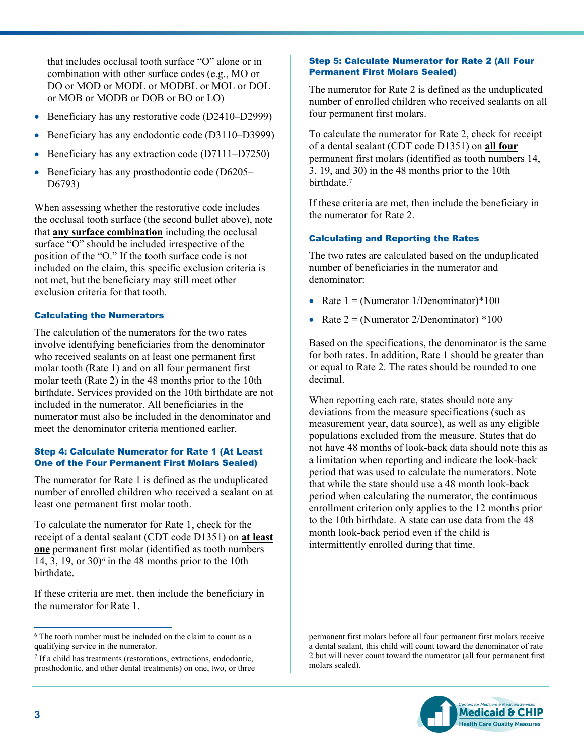that includes occlusal tooth surface "O" alone or in combination with other surface codes (e.g., MO or DO or MOD or MODL or MODBL or MOL or DOL or MOB or MODB or DOB or BO or LO)

- Beneficiary has any restorative code (D2410–D2999)
- Beneficiary has any endodontic code (D3110–D3999)
- Beneficiary has any extraction code (D7111–D7250)
- Beneficiary has any prosthodontic code (D6205–D6793)

When assessing whether the restorative code includes the occlusal tooth surface (the second bullet above), note that **any surface combination** including the occlusal surface "O" should be included irrespective of the position of the "O." If the tooth surface code is not included on the claim, this specific exclusion criteria is not met, but the beneficiary may still meet other exclusion criteria for that tooth.

### Calculating the Numerators

The calculation of the numerators for the two rates involve identifying beneficiaries from the denominator who received sealants on at least one permanent first molar tooth (Rate 1) and on all four permanent first molar teeth (Rate 2) in the 48 months prior to the 10th birthdate. Services provided on the 10th birthdate are not included in the numerator. All beneficiaries in the numerator must also be included in the denominator and meet the denominator criteria mentioned earlier.

#### Step 4: Calculate Numerator for Rate 1 (At Least One of the Four Permanent First Molars Sealed)

The numerator for Rate 1 is defined as the unduplicated number of enrolled children who received a sealant on at least one permanent first molar tooth.

To calculate the numerator for Rate 1, check for the receipt of a dental sealant (CDT code D1351) on **at least one** permanent first molar (identified as tooth numbers 14, 3, 19, or 30)[6] in the 48 months prior to the 10th birthdate.

If these criteria are met, then include the beneficiary in the numerator for Rate 1.

#### Step 5: Calculate Numerator for Rate 2 (All Four Permanent First Molars Sealed)

The numerator for Rate 2 is defined as the unduplicated number of enrolled children who received sealants on all four permanent first molars.

To calculate the numerator for Rate 2, check for receipt of a dental sealant (CDT code D1351) on **all four** permanent first molars (identified as tooth numbers 14, 3, 19, and 30) in the 48 months prior to the 10th birthdate.[7]

If these criteria are met, then include the beneficiary in the numerator for Rate 2.

### Calculating and Reporting the Rates

The two rates are calculated based on the unduplicated number of beneficiaries in the numerator and denominator:

- Rate 1 = (Numerator 1/Denominator)*100
- Rate 2 = (Numerator 2/Denominator) *100

Based on the specifications, the denominator is the same for both rates. In addition, Rate 1 should be greater than or equal to Rate 2. The rates should be rounded to one decimal.

When reporting each rate, states should note any deviations from the measure specifications (such as measurement year, data source), as well as any eligible populations excluded from the measure. States that do not have 48 months of look-back data should note this as a limitation when reporting and indicate the look-back period that was used to calculate the numerators. Note that while the state should use a 48 month look-back period when calculating the numerator, the continuous enrollment criterion only applies to the 12 months prior to the 10th birthdate. A state can use data from the 48 month look-back period even if the child is intermittently enrolled during that time.

---

[6] The tooth number must be included on the claim to count as a qualifying service in the numerator.

[7] If a child has treatments (restorations, extractions, endodontic, prosthodontic, and other dental treatments) on one, two, or three permanent first molars before all four permanent first molars receive a dental sealant, this child will count toward the denominator of rate 2 but will never count toward the numerator (all four permanent first molars sealed).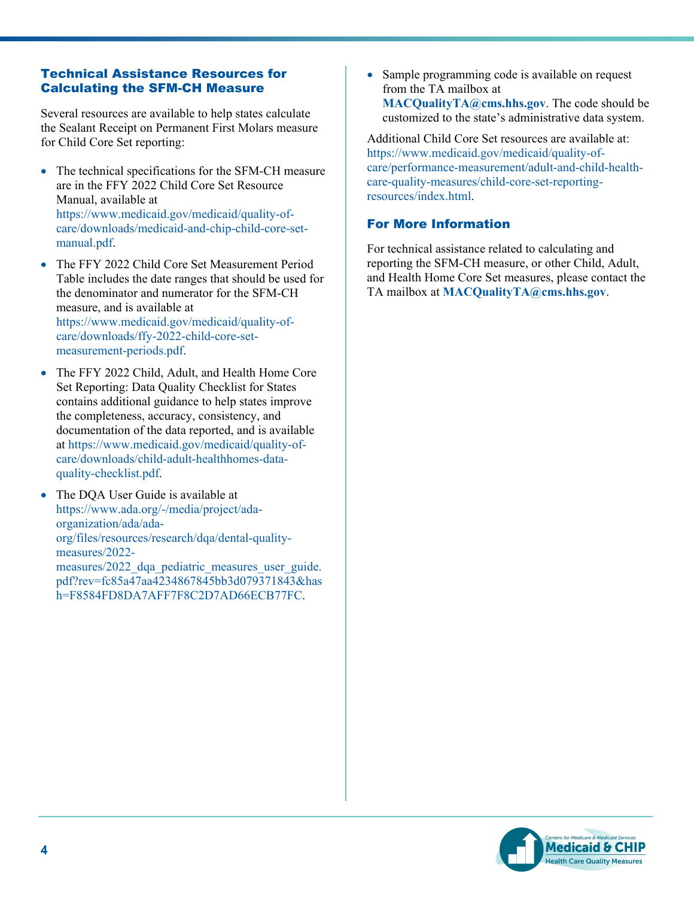## Technical Assistance Resources for Calculating the SFM-CH Measure

Several resources are available to help states calculate the Sealant Receipt on Permanent First Molars measure for Child Core Set reporting:

- The technical specifications for the SFM-CH measure are in the FFY 2022 Child Core Set Resource Manual, available at https://www.medicaid.gov/medicaid/quality-of-care/downloads/medicaid-and-chip-child-core-set-manual.pdf.
- The FFY 2022 Child Core Set Measurement Period Table includes the date ranges that should be used for the denominator and numerator for the SFM-CH measure, and is available at https://www.medicaid.gov/medicaid/quality-of-care/downloads/ffy-2022-child-core-set-measurement-periods.pdf.
- The FFY 2022 Child, Adult, and Health Home Core Set Reporting: Data Quality Checklist for States contains additional guidance to help states improve the completeness, accuracy, consistency, and documentation of the data reported, and is available at https://www.medicaid.gov/medicaid/quality-of-care/downloads/child-adult-healthhomes-data-quality-checklist.pdf.
- The DQA User Guide is available at https://www.ada.org/-/media/project/ada-organization/ada/ada-org/files/resources/research/dqa/dental-quality-measures/2022-measures/2022_dqa_pediatric_measures_user_guide.pdf?rev=fc85a47aa4234867845bb3d079371843&hash=F8584FD8DA7AFF7F8C2D7AD66ECB77FC.
- Sample programming code is available on request from the TA mailbox at **MACQualityTA@cms.hhs.gov**. The code should be customized to the state's administrative data system.

Additional Child Core Set resources are available at: https://www.medicaid.gov/medicaid/quality-of-care/performance-measurement/adult-and-child-health-care-quality-measures/child-core-set-reporting-resources/index.html.

## For More Information

For technical assistance related to calculating and reporting the SFM-CH measure, or other Child, Adult, and Health Home Core Set measures, please contact the TA mailbox at **MACQualityTA@cms.hhs.gov**.